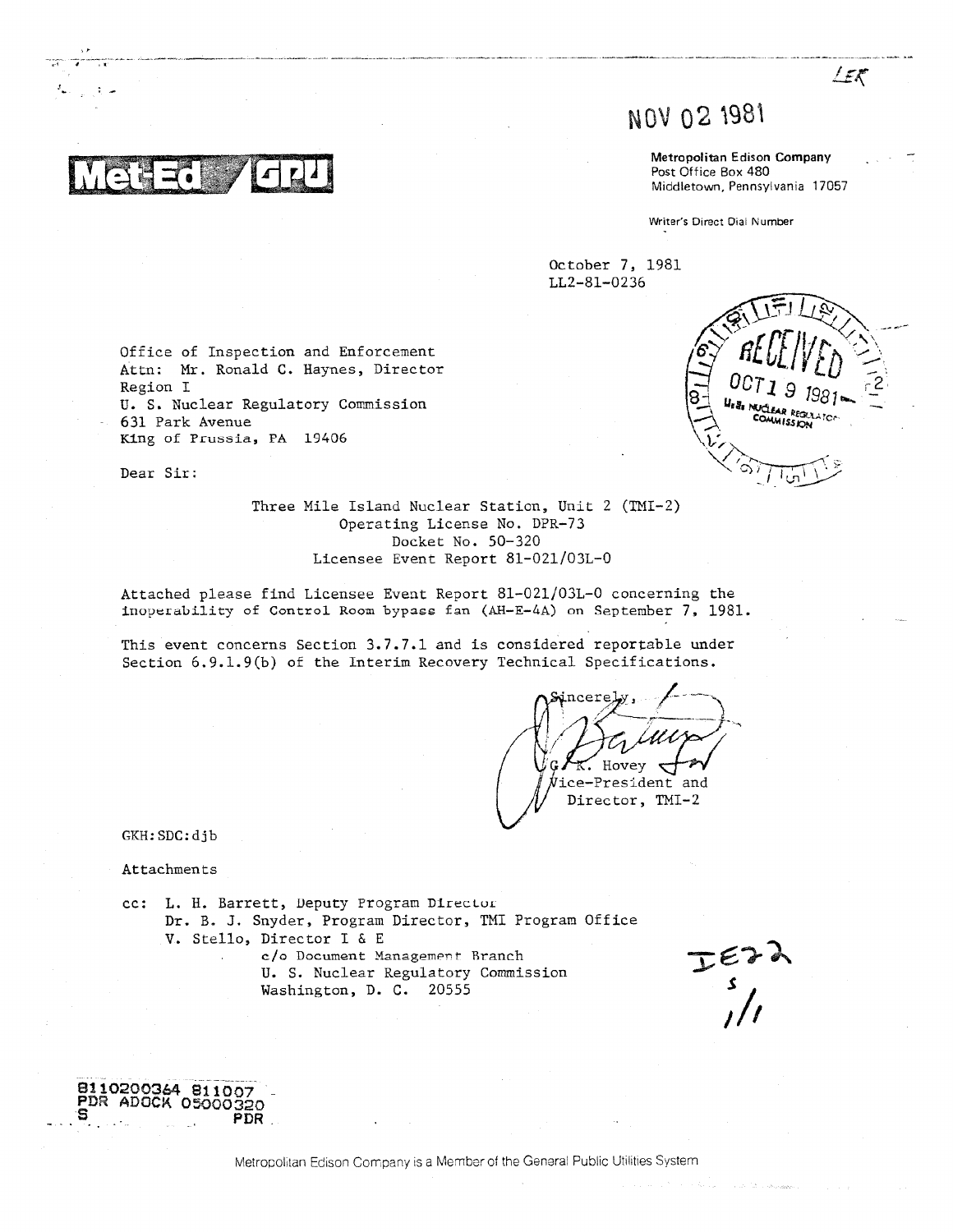LER

NOV 02 1981

Met-Ed / GPU

**Metropolitan Edison Company**
Post Office Box 480
Middletown, Pennsylvania 17057

Writer's Direct Dial Number

October 7, 1981
LL2-81-0236

RECEIVED
OCT 19 1981
U.S. NUCLEAR REGULATORY COMMISSION

Office of Inspection and Enforcement
Attn: Mr. Ronald C. Haynes, Director
Region I
U. S. Nuclear Regulatory Commission
631 Park Avenue
King of Prussia, PA 19406

Dear Sir:

Three Mile Island Nuclear Station, Unit 2 (TMI-2)
Operating License No. DPR-73
Docket No. 50-320
Licensee Event Report 81-021/03L-0

Attached please find Licensee Event Report 81-021/03L-0 concerning the inoperability of Control Room bypass fan (AH-E-4A) on September 7, 1981.

This event concerns Section 3.7.7.1 and is considered reportable under Section 6.9.1.9(b) of the Interim Recovery Technical Specifications.

Sincerely,

G. K. Hovey
Vice-President and
Director, TMI-2

GKH:SDC:djb

Attachments

cc: L. H. Barrett, Deputy Program Director
Dr. B. J. Snyder, Program Director, TMI Program Office
V. Stello, Director I & E
c/o Document Management Branch
U. S. Nuclear Regulatory Commission
Washington, D. C. 20555

IE22
s
1/1

8110200364 811007
PDR ADOCK 05000320
S PDR

Metropolitan Edison Company is a Member of the General Public Utilities System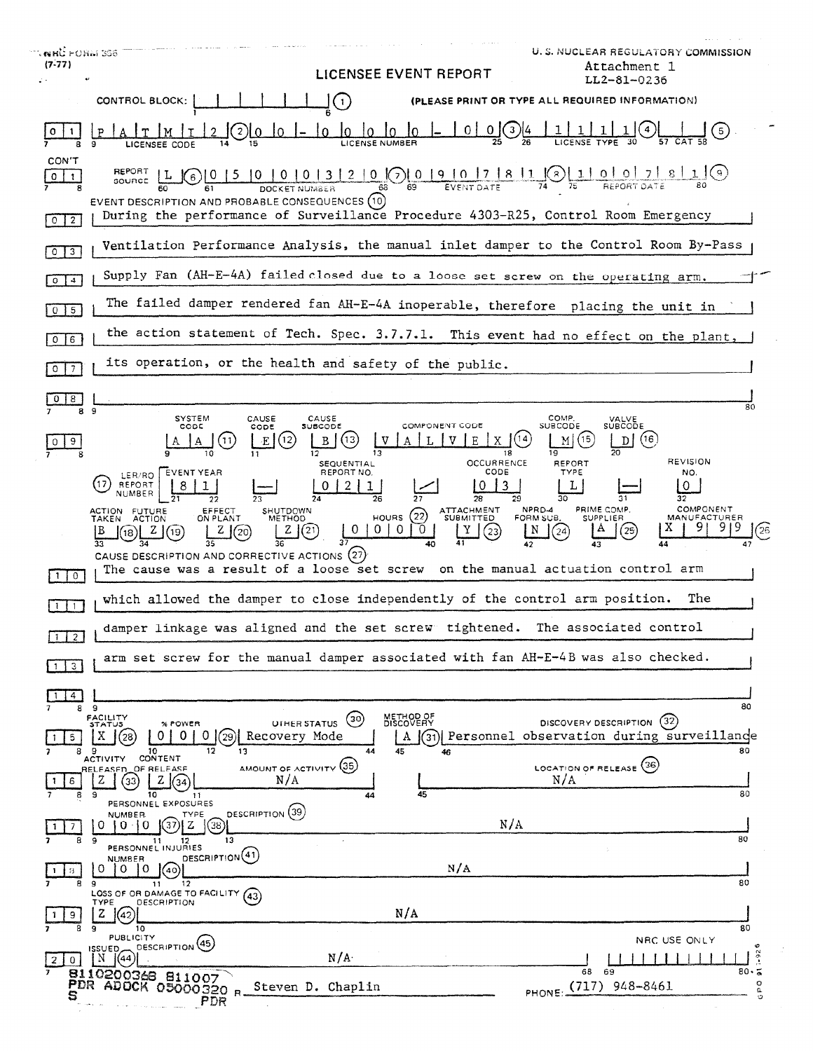NRC FORM 366 (7-77)

U. S. NUCLEAR REGULATORY COMMISSION

Attachment 1
LL2-81-0236

# LICENSEE EVENT REPORT

CONTROL BLOCK: (1) (PLEASE PRINT OR TYPE ALL REQUIRED INFORMATION)

| | |
|---|---|
| LICENSEE CODE (2) | P A T M I 2 |
| LICENSE NUMBER (3) | 0 0 - 0 0 0 0 0 - 0 0 |
| LICENSE TYPE (4) | 4 1 1 1 1 |
| CAT (5) | |

CON'T

| | |
|---|---|
| REPORT SOURCE (6) | L |
| DOCKET NUMBER (7) | 0 5 0 0 0 3 2 0 |
| EVENT DATE (8) | 0 9 0 7 8 1 |
| REPORT DATE (9) | 1 0 0 7 8 1 |

EVENT DESCRIPTION AND PROBABLE CONSEQUENCES (10)

During the performance of Surveillance Procedure 4303-R25, Control Room Emergency Ventilation Performance Analysis, the manual inlet damper to the Control Room By-Pass Supply Fan (AH-E-4A) failed closed due to a loose set screw on the operating arm. The failed damper rendered fan AH-E-4A inoperable, therefore placing the unit in the action statement of Tech. Spec. 3.7.7.1. This event had no effect on the plant, its operation, or the health and safety of the public.

| SYSTEM CODE (11) | CAUSE CODE (12) | CAUSE SUBCODE (13) | COMPONENT CODE (14) | COMP. SUBCODE (15) | VALVE SUBCODE (16) |
|---|---|---|---|---|---|
| A A | E | B | V A L V E X | M | D |

| LER/RO REPORT NUMBER (17) | EVENT YEAR | | SEQUENTIAL REPORT NO. | | OCCURRENCE CODE | REPORT TYPE | | REVISION NO. |
|---|---|---|---|---|---|---|---|---|
| | 8 1 | — | 0 2 1 | / | 0 3 | L | — | 0 |

| ACTION TAKEN (18) | FUTURE ACTION (19) | EFFECT ON PLANT (20) | SHUTDOWN METHOD (21) | HOURS (22) | ATTACHMENT SUBMITTED (23) | NPRD-4 FORM SUB. (24) | PRIME COMP. SUPPLIER (25) | COMPONENT MANUFACTURER (26) |
|---|---|---|---|---|---|---|---|---|
| B | Z | Z | Z | 0 0 0 0 | Y | N | A | X 9 9 9 |

CAUSE DESCRIPTION AND CORRECTIVE ACTIONS (27)

The cause was a result of a loose set screw on the manual actuation control arm which allowed the damper to close independently of the control arm position. The damper linkage was aligned and the set screw tightened. The associated control arm set screw for the manual damper associated with fan AH-E-4B was also checked.

| FACILITY STATUS (28) | % POWER (29) | OTHER STATUS (30) | METHOD OF DISCOVERY (31) | DISCOVERY DESCRIPTION (32) |
|---|---|---|---|---|
| X | 0 0 0 | Recovery Mode | A | Personnel observation during surveillance |

| ACTIVITY RELEASED OF RELEASE (33) | CONTENT (34) | AMOUNT OF ACTIVITY (35) | LOCATION OF RELEASE (36) |
|---|---|---|---|
| Z | Z | N/A | N/A |

PERSONNEL EXPOSURES

| NUMBER (37) | TYPE (38) | DESCRIPTION (39) |
|---|---|---|
| 0 0 0 | Z | N/A |

PERSONNEL INJURIES

| NUMBER (40) | DESCRIPTION (41) |
|---|---|
| 0 0 0 | N/A |

LOSS OF OR DAMAGE TO FACILITY (43)

| TYPE (42) | DESCRIPTION |
|---|---|
| Z | N/A |

PUBLICITY

| ISSUED (44) | DESCRIPTION (45) |
|---|---|
| N | N/A |

NRC USE ONLY

8110200368 811007
PDR ADOCK 05000320
S PDR

NAME OF PREPARER: Steven D. Chaplin

PHONE: (717) 948-8461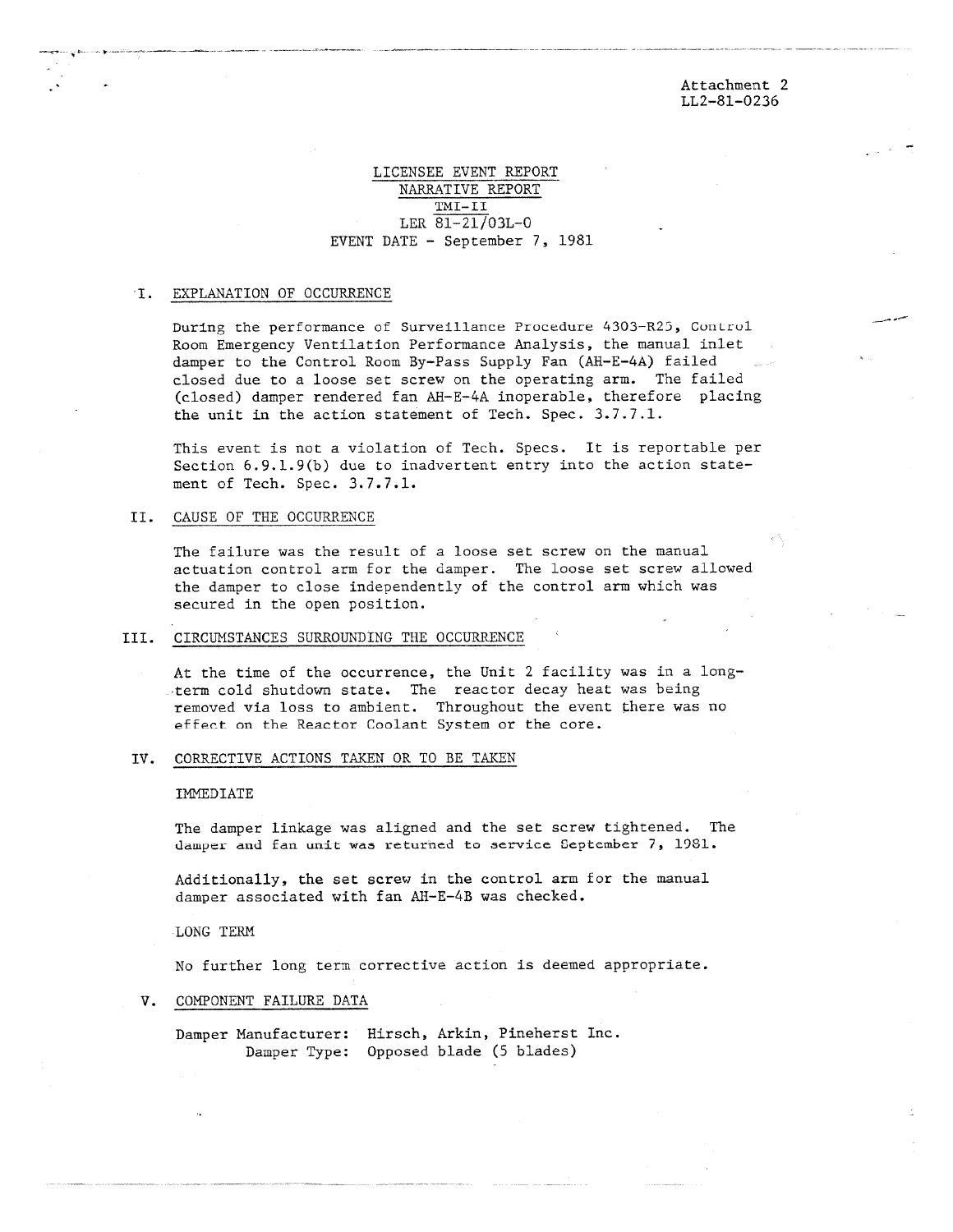Attachment 2
LL2-81-0236

# LICENSEE EVENT REPORT
## NARRATIVE REPORT
## TMI-II
## LER 81-21/03L-0
## EVENT DATE - September 7, 1981

## I. EXPLANATION OF OCCURRENCE

During the performance of Surveillance Procedure 4303-R25, Control Room Emergency Ventilation Performance Analysis, the manual inlet damper to the Control Room By-Pass Supply Fan (AH-E-4A) failed closed due to a loose set screw on the operating arm. The failed (closed) damper rendered fan AH-E-4A inoperable, therefore placing the unit in the action statement of Tech. Spec. 3.7.7.1.

This event is not a violation of Tech. Specs. It is reportable per Section 6.9.1.9(b) due to inadvertent entry into the action statement of Tech. Spec. 3.7.7.1.

## II. CAUSE OF THE OCCURRENCE

The failure was the result of a loose set screw on the manual actuation control arm for the damper. The loose set screw allowed the damper to close independently of the control arm which was secured in the open position.

## III. CIRCUMSTANCES SURROUNDING THE OCCURRENCE

At the time of the occurrence, the Unit 2 facility was in a long-term cold shutdown state. The reactor decay heat was being removed via loss to ambient. Throughout the event there was no effect on the Reactor Coolant System or the core.

## IV. CORRECTIVE ACTIONS TAKEN OR TO BE TAKEN

IMMEDIATE

The damper linkage was aligned and the set screw tightened. The damper and fan unit was returned to service September 7, 1981.

Additionally, the set screw in the control arm for the manual damper associated with fan AH-E-4B was checked.

LONG TERM

No further long term corrective action is deemed appropriate.

## V. COMPONENT FAILURE DATA

Damper Manufacturer: Hirsch, Arkin, Pineherst Inc.
Damper Type: Opposed blade (5 blades)